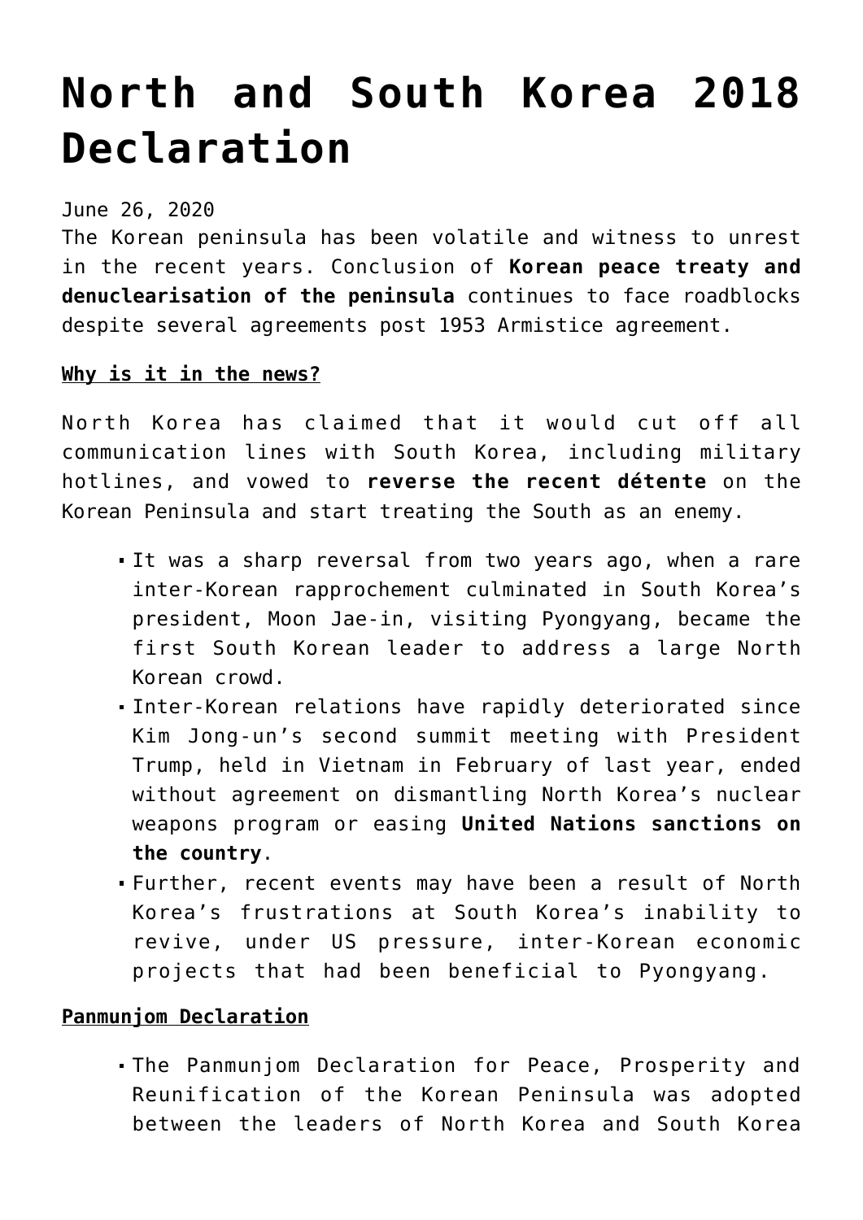# North and South Korea 2018 Declaration

June 26, 2020

The Korean peninsula has been volatile and witness to unrest in the recent years. Conclusion of **Korean peace treaty and denuclearisation of the peninsula** continues to face roadblocks despite several agreements post 1953 Armistice agreement.

**Why is it in the news?**

North Korea has claimed that it would cut off all communication lines with South Korea, including military hotlines, and vowed to **reverse the recent détente** on the Korean Peninsula and start treating the South as an enemy.

- It was a sharp reversal from two years ago, when a rare inter-Korean rapprochement culminated in South Korea's president, Moon Jae-in, visiting Pyongyang, became the first South Korean leader to address a large North Korean crowd.
- Inter-Korean relations have rapidly deteriorated since Kim Jong-un's second summit meeting with President Trump, held in Vietnam in February of last year, ended without agreement on dismantling North Korea's nuclear weapons program or easing **United Nations sanctions on the country**.
- Further, recent events may have been a result of North Korea's frustrations at South Korea's inability to revive, under US pressure, inter-Korean economic projects that had been beneficial to Pyongyang.

**Panmunjom Declaration**

- The Panmunjom Declaration for Peace, Prosperity and Reunification of the Korean Peninsula was adopted between the leaders of North Korea and South Korea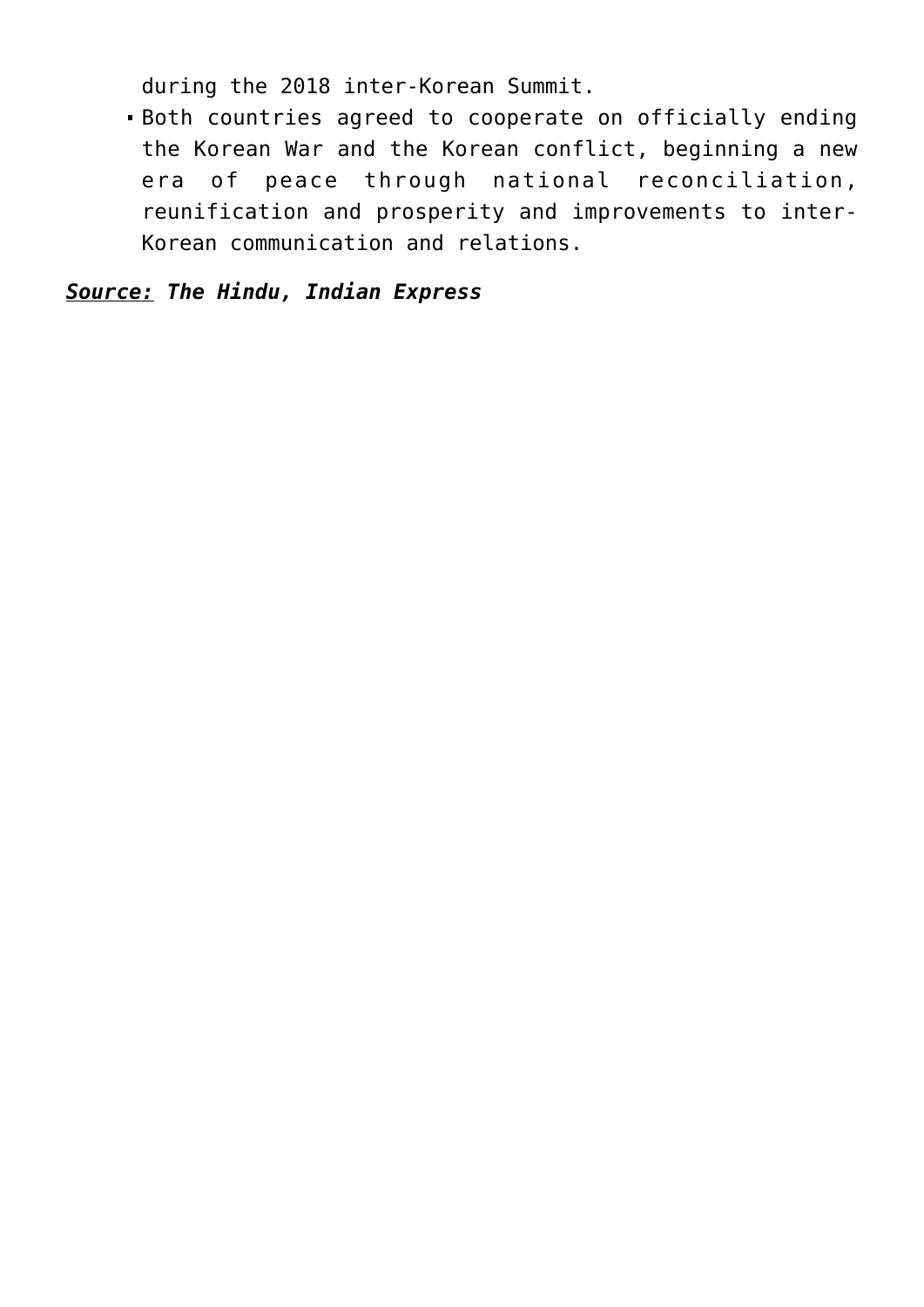during the 2018 inter-Korean Summit.

- Both countries agreed to cooperate on officially ending the Korean War and the Korean conflict, beginning a new era of peace through national reconciliation, reunification and prosperity and improvements to inter-Korean communication and relations.

***<u>Source:</u> The Hindu, Indian Express***